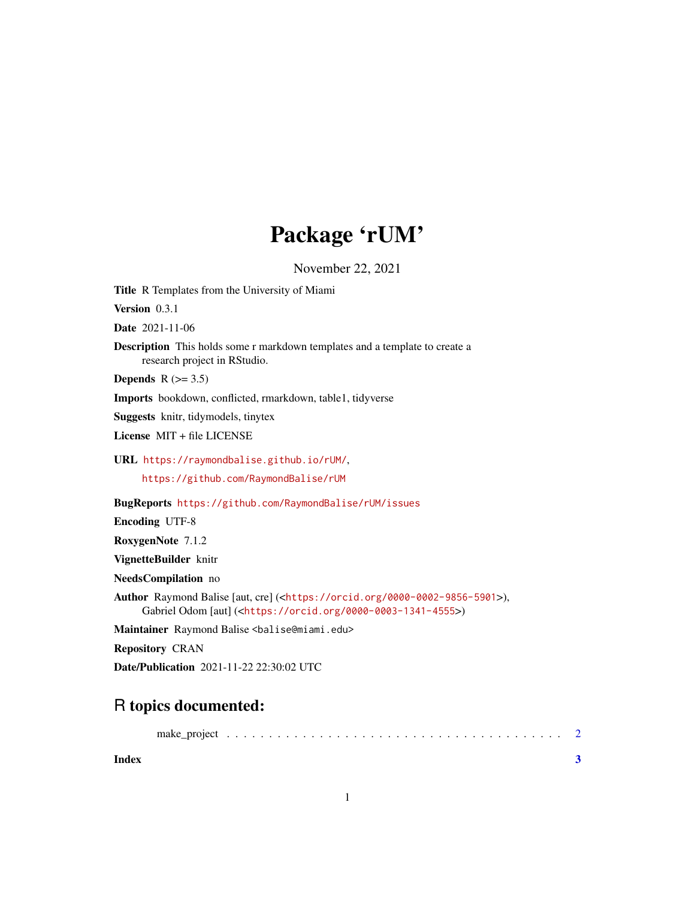# Package 'rUM'

November 22, 2021

**Title** R Templates from the University of Miami

**Version** 0.3.1

**Date** 2021-11-06

**Description** This holds some r markdown templates and a template to create a research project in RStudio.

**Depends** R (>= 3.5)

**Imports** bookdown, conflicted, rmarkdown, table1, tidyverse

**Suggests** knitr, tidymodels, tinytex

**License** MIT + file LICENSE

**URL** https://raymondbalise.github.io/rUM/,
https://github.com/RaymondBalise/rUM

**BugReports** https://github.com/RaymondBalise/rUM/issues

**Encoding** UTF-8

**RoxygenNote** 7.1.2

**VignetteBuilder** knitr

**NeedsCompilation** no

**Author** Raymond Balise [aut, cre] (<https://orcid.org/0000-0002-9856-5901>),
Gabriel Odom [aut] (<https://orcid.org/0000-0003-1341-4555>)

**Maintainer** Raymond Balise <balise@miami.edu>

**Repository** CRAN

**Date/Publication** 2021-11-22 22:30:02 UTC

## R topics documented:

make_project . . . . . . . . . . . . . . . . . . . . . . . . . . . . . . . . . . . . . 2

**Index** **3**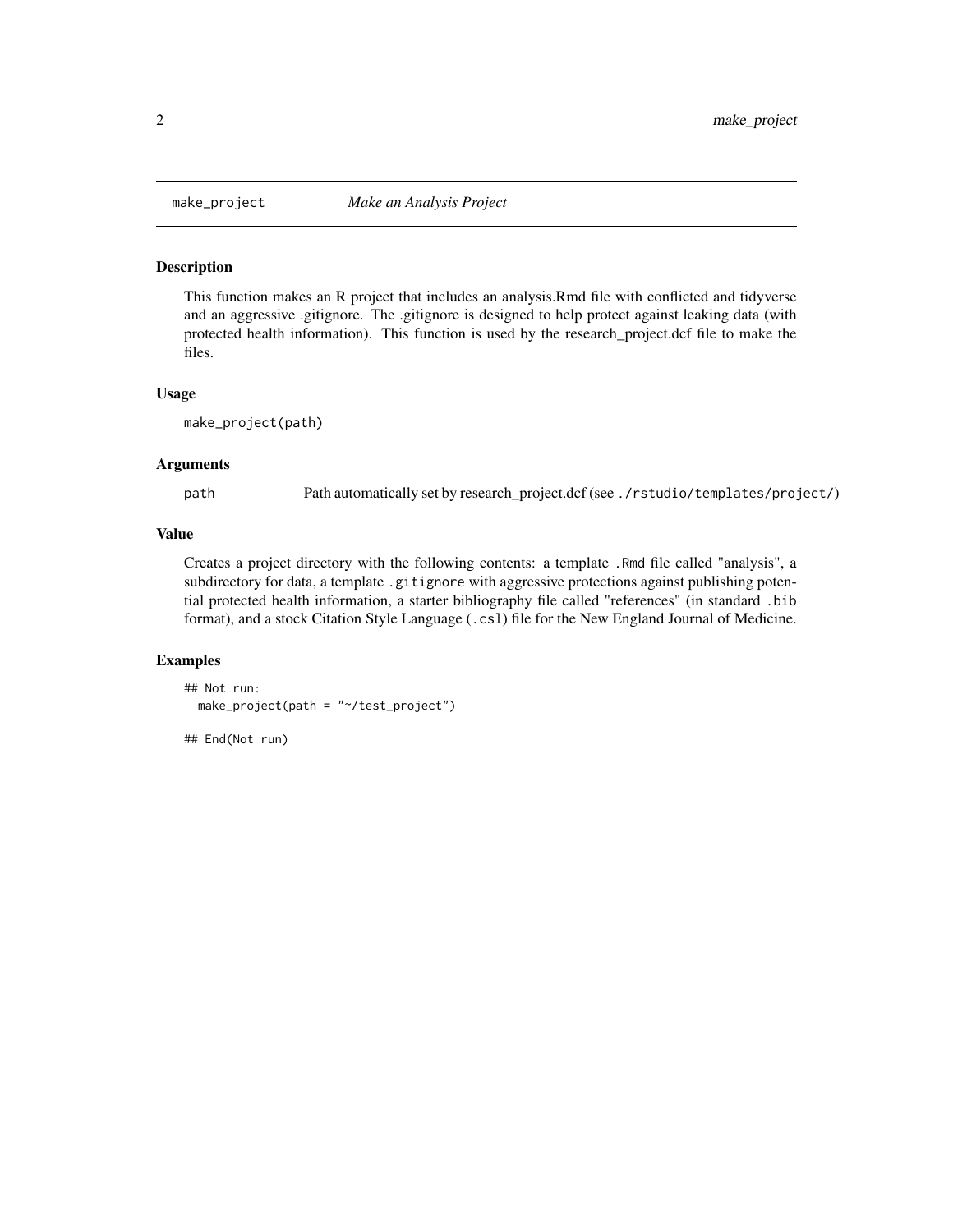`make_project` *Make an Analysis Project*

## Description

This function makes an R project that includes an analysis.Rmd file with conflicted and tidyverse and an aggressive .gitignore. The .gitignore is designed to help protect against leaking data (with protected health information). This function is used by the research_project.dcf file to make the files.

## Usage

```
make_project(path)
```

## Arguments

| | |
|---|---|
| `path` | Path automatically set by research_project.dcf (see `./rstudio/templates/project/`) |

## Value

Creates a project directory with the following contents: a template `.Rmd` file called "analysis", a subdirectory for data, a template `.gitignore` with aggressive protections against publishing potential protected health information, a starter bibliography file called "references" (in standard `.bib` format), and a stock Citation Style Language (`.csl`) file for the New England Journal of Medicine.

## Examples

```
## Not run:
  make_project(path = "~/test_project")

## End(Not run)
```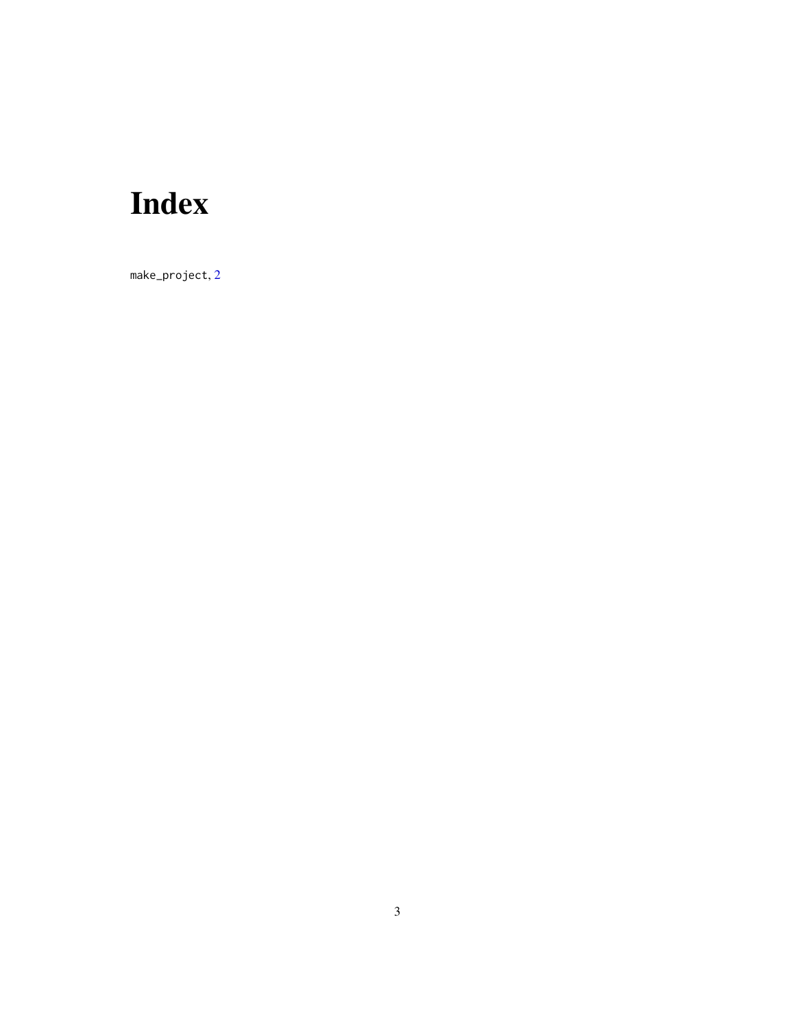# Index

make_project, 2